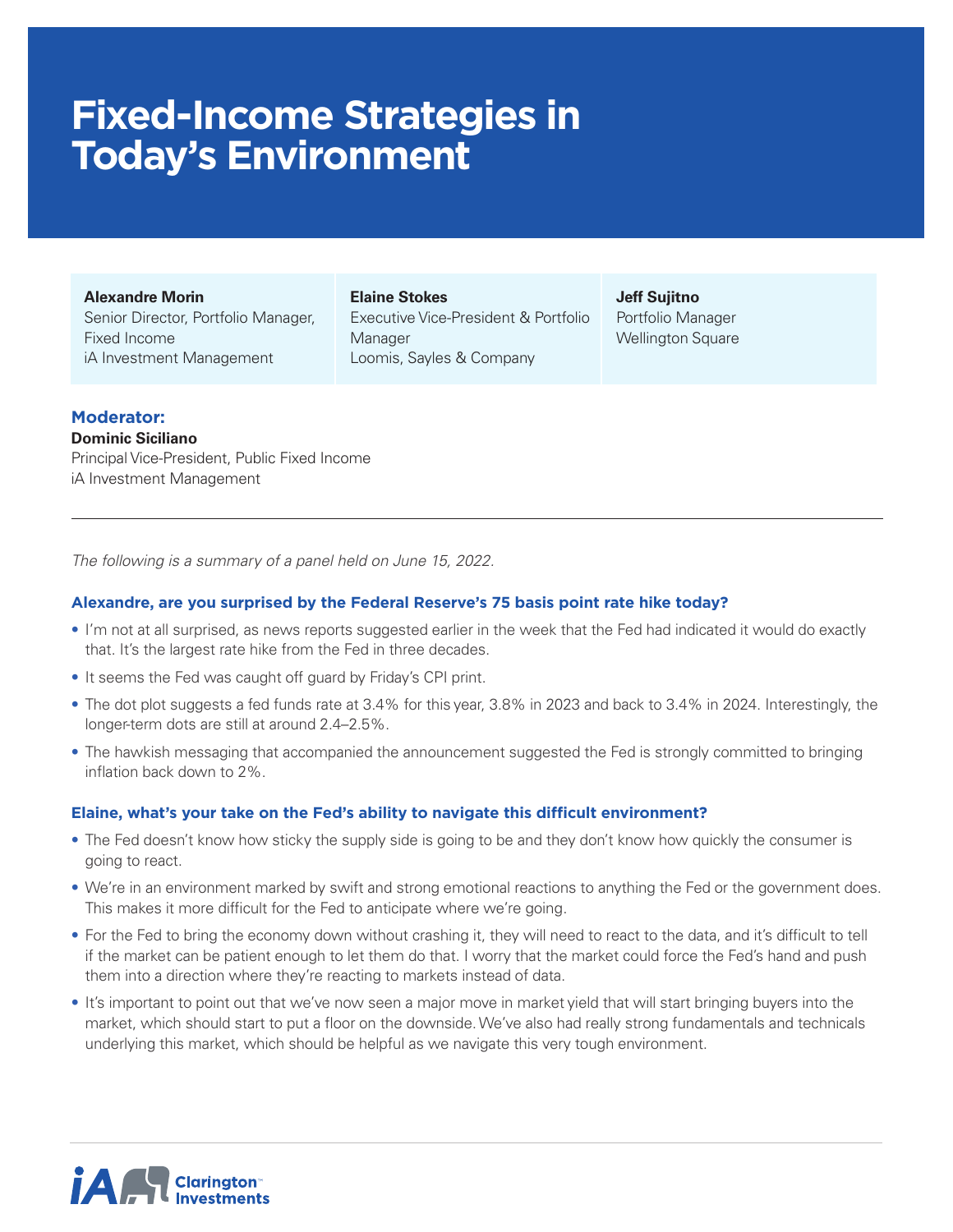# Fixed-Income Strategies in Today's Environment

**Alexandre Morin**
Senior Director, Portfolio Manager, Fixed Income
iA Investment Management

**Elaine Stokes**
Executive Vice-President & Portfolio Manager
Loomis, Sayles & Company

**Jeff Sujitno**
Portfolio Manager
Wellington Square

**Moderator:**
**Dominic Siciliano**
Principal Vice-President, Public Fixed Income
iA Investment Management

---

*The following is a summary of a panel held on June 15, 2022.*

### Alexandre, are you surprised by the Federal Reserve's 75 basis point rate hike today?

- I'm not at all surprised, as news reports suggested earlier in the week that the Fed had indicated it would do exactly that. It's the largest rate hike from the Fed in three decades.
- It seems the Fed was caught off guard by Friday's CPI print.
- The dot plot suggests a fed funds rate at 3.4% for this year, 3.8% in 2023 and back to 3.4% in 2024. Interestingly, the longer-term dots are still at around 2.4–2.5%.
- The hawkish messaging that accompanied the announcement suggested the Fed is strongly committed to bringing inflation back down to 2%.

### Elaine, what's your take on the Fed's ability to navigate this difficult environment?

- The Fed doesn't know how sticky the supply side is going to be and they don't know how quickly the consumer is going to react.
- We're in an environment marked by swift and strong emotional reactions to anything the Fed or the government does. This makes it more difficult for the Fed to anticipate where we're going.
- For the Fed to bring the economy down without crashing it, they will need to react to the data, and it's difficult to tell if the market can be patient enough to let them do that. I worry that the market could force the Fed's hand and push them into a direction where they're reacting to markets instead of data.
- It's important to point out that we've now seen a major move in market yield that will start bringing buyers into the market, which should start to put a floor on the downside. We've also had really strong fundamentals and technicals underlying this market, which should be helpful as we navigate this very tough environment.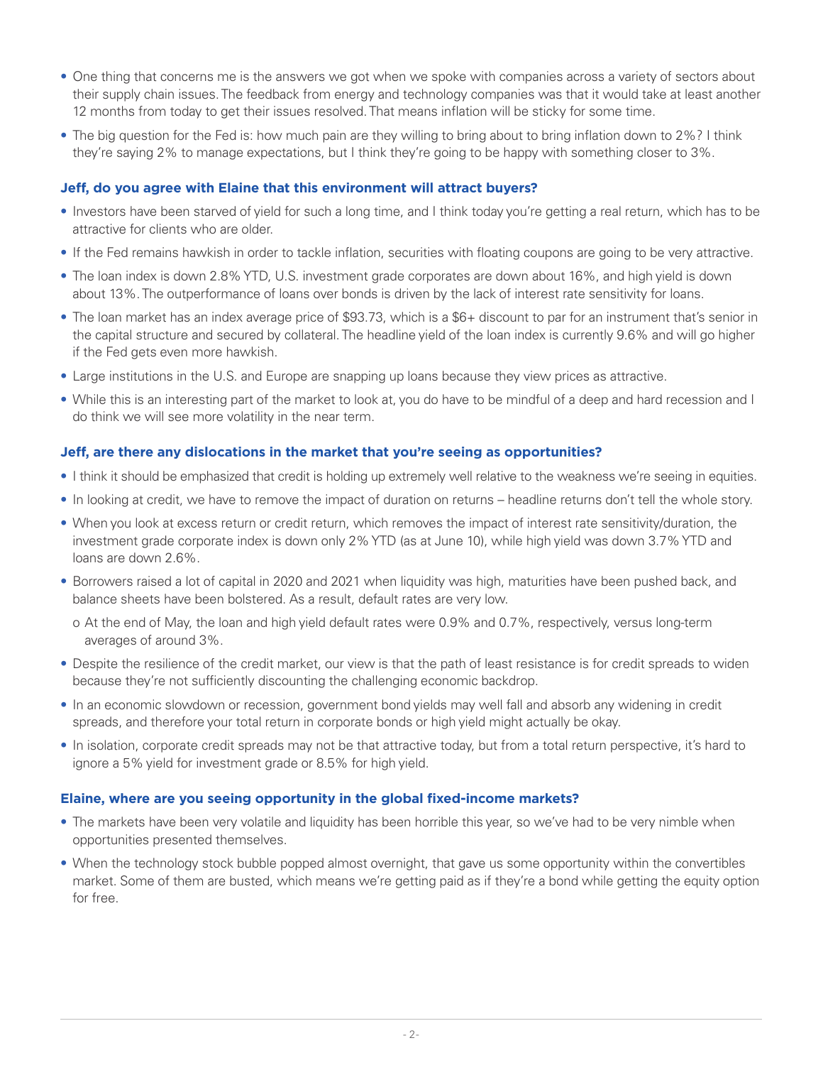- One thing that concerns me is the answers we got when we spoke with companies across a variety of sectors about their supply chain issues. The feedback from energy and technology companies was that it would take at least another 12 months from today to get their issues resolved. That means inflation will be sticky for some time.
- The big question for the Fed is: how much pain are they willing to bring about to bring inflation down to 2%? I think they're saying 2% to manage expectations, but I think they're going to be happy with something closer to 3%.

**Jeff, do you agree with Elaine that this environment will attract buyers?**

- Investors have been starved of yield for such a long time, and I think today you're getting a real return, which has to be attractive for clients who are older.
- If the Fed remains hawkish in order to tackle inflation, securities with floating coupons are going to be very attractive.
- The loan index is down 2.8% YTD, U.S. investment grade corporates are down about 16%, and high yield is down about 13%. The outperformance of loans over bonds is driven by the lack of interest rate sensitivity for loans.
- The loan market has an index average price of $93.73, which is a $6+ discount to par for an instrument that's senior in the capital structure and secured by collateral. The headline yield of the loan index is currently 9.6% and will go higher if the Fed gets even more hawkish.
- Large institutions in the U.S. and Europe are snapping up loans because they view prices as attractive.
- While this is an interesting part of the market to look at, you do have to be mindful of a deep and hard recession and I do think we will see more volatility in the near term.

**Jeff, are there any dislocations in the market that you're seeing as opportunities?**

- I think it should be emphasized that credit is holding up extremely well relative to the weakness we're seeing in equities.
- In looking at credit, we have to remove the impact of duration on returns – headline returns don't tell the whole story.
- When you look at excess return or credit return, which removes the impact of interest rate sensitivity/duration, the investment grade corporate index is down only 2% YTD (as at June 10), while high yield was down 3.7% YTD and loans are down 2.6%.
- Borrowers raised a lot of capital in 2020 and 2021 when liquidity was high, maturities have been pushed back, and balance sheets have been bolstered. As a result, default rates are very low.
  - At the end of May, the loan and high yield default rates were 0.9% and 0.7%, respectively, versus long-term averages of around 3%.
- Despite the resilience of the credit market, our view is that the path of least resistance is for credit spreads to widen because they're not sufficiently discounting the challenging economic backdrop.
- In an economic slowdown or recession, government bond yields may well fall and absorb any widening in credit spreads, and therefore your total return in corporate bonds or high yield might actually be okay.
- In isolation, corporate credit spreads may not be that attractive today, but from a total return perspective, it's hard to ignore a 5% yield for investment grade or 8.5% for high yield.

**Elaine, where are you seeing opportunity in the global fixed-income markets?**

- The markets have been very volatile and liquidity has been horrible this year, so we've had to be very nimble when opportunities presented themselves.
- When the technology stock bubble popped almost overnight, that gave us some opportunity within the convertibles market. Some of them are busted, which means we're getting paid as if they're a bond while getting the equity option for free.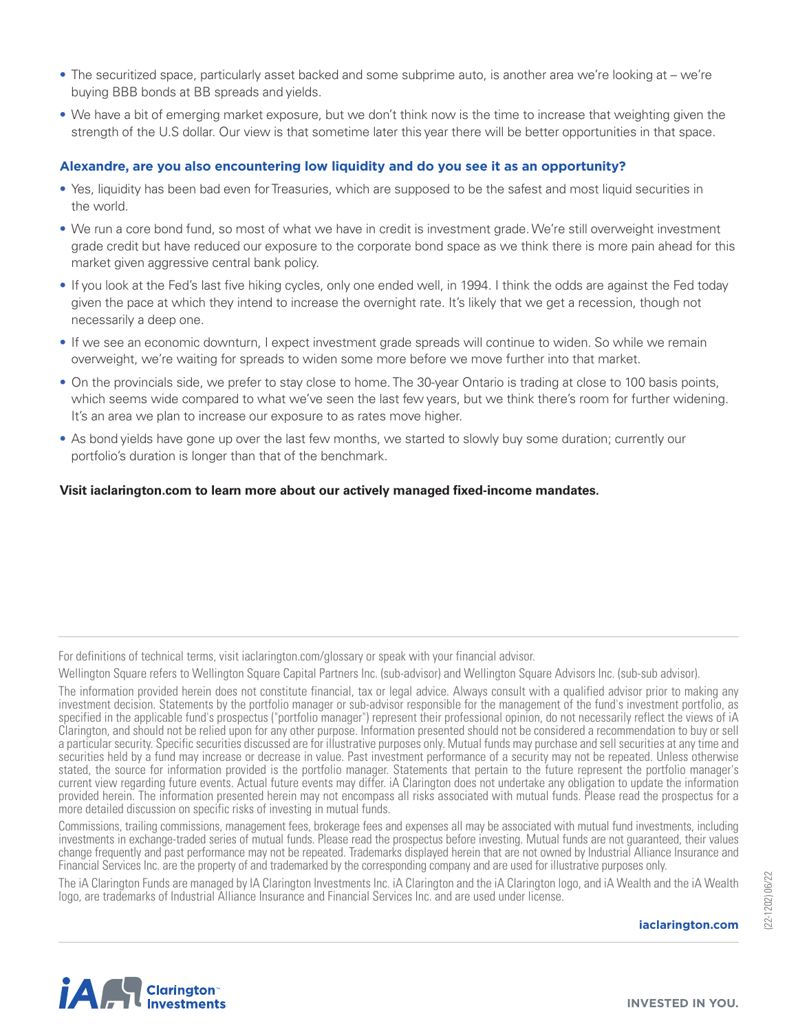- The securitized space, particularly asset backed and some subprime auto, is another area we're looking at – we're buying BBB bonds at BB spreads and yields.
- We have a bit of emerging market exposure, but we don't think now is the time to increase that weighting given the strength of the U.S dollar. Our view is that sometime later this year there will be better opportunities in that space.

**Alexandre, are you also encountering low liquidity and do you see it as an opportunity?**

- Yes, liquidity has been bad even for Treasuries, which are supposed to be the safest and most liquid securities in the world.
- We run a core bond fund, so most of what we have in credit is investment grade. We're still overweight investment grade credit but have reduced our exposure to the corporate bond space as we think there is more pain ahead for this market given aggressive central bank policy.
- If you look at the Fed's last five hiking cycles, only one ended well, in 1994. I think the odds are against the Fed today given the pace at which they intend to increase the overnight rate. It's likely that we get a recession, though not necessarily a deep one.
- If we see an economic downturn, I expect investment grade spreads will continue to widen. So while we remain overweight, we're waiting for spreads to widen some more before we move further into that market.
- On the provincials side, we prefer to stay close to home. The 30-year Ontario is trading at close to 100 basis points, which seems wide compared to what we've seen the last few years, but we think there's room for further widening. It's an area we plan to increase our exposure to as rates move higher.
- As bond yields have gone up over the last few months, we started to slowly buy some duration; currently our portfolio's duration is longer than that of the benchmark.

**Visit iaclarington.com to learn more about our actively managed fixed-income mandates.**

For definitions of technical terms, visit iaclarington.com/glossary or speak with your financial advisor.

Wellington Square refers to Wellington Square Capital Partners Inc. (sub-advisor) and Wellington Square Advisors Inc. (sub-sub advisor).

The information provided herein does not constitute financial, tax or legal advice. Always consult with a qualified advisor prior to making any investment decision. Statements by the portfolio manager or sub-advisor responsible for the management of the fund's investment portfolio, as specified in the applicable fund's prospectus ("portfolio manager") represent their professional opinion, do not necessarily reflect the views of iA Clarington, and should not be relied upon for any other purpose. Information presented should not be considered a recommendation to buy or sell a particular security. Specific securities discussed are for illustrative purposes only. Mutual funds may purchase and sell securities at any time and securities held by a fund may increase or decrease in value. Past investment performance of a security may not be repeated. Unless otherwise stated, the source for information provided is the portfolio manager. Statements that pertain to the future represent the portfolio manager's current view regarding future events. Actual future events may differ. iA Clarington does not undertake any obligation to update the information provided herein. The information presented herein may not encompass all risks associated with mutual funds. Please read the prospectus for a more detailed discussion on specific risks of investing in mutual funds.

Commissions, trailing commissions, management fees, brokerage fees and expenses all may be associated with mutual fund investments, including investments in exchange-traded series of mutual funds. Please read the prospectus before investing. Mutual funds are not guaranteed, their values change frequently and past performance may not be repeated. Trademarks displayed herein that are not owned by Industrial Alliance Insurance and Financial Services Inc. are the property of and trademarked by the corresponding company and are used for illustrative purposes only.

The iA Clarington Funds are managed by IA Clarington Investments Inc. iA Clarington and the iA Clarington logo, and iA Wealth and the iA Wealth logo, are trademarks of Industrial Alliance Insurance and Financial Services Inc. and are used under license.

**iaclarington.com**

(22-1202) 06/22

iA Clarington Investments

**INVESTED IN YOU.**